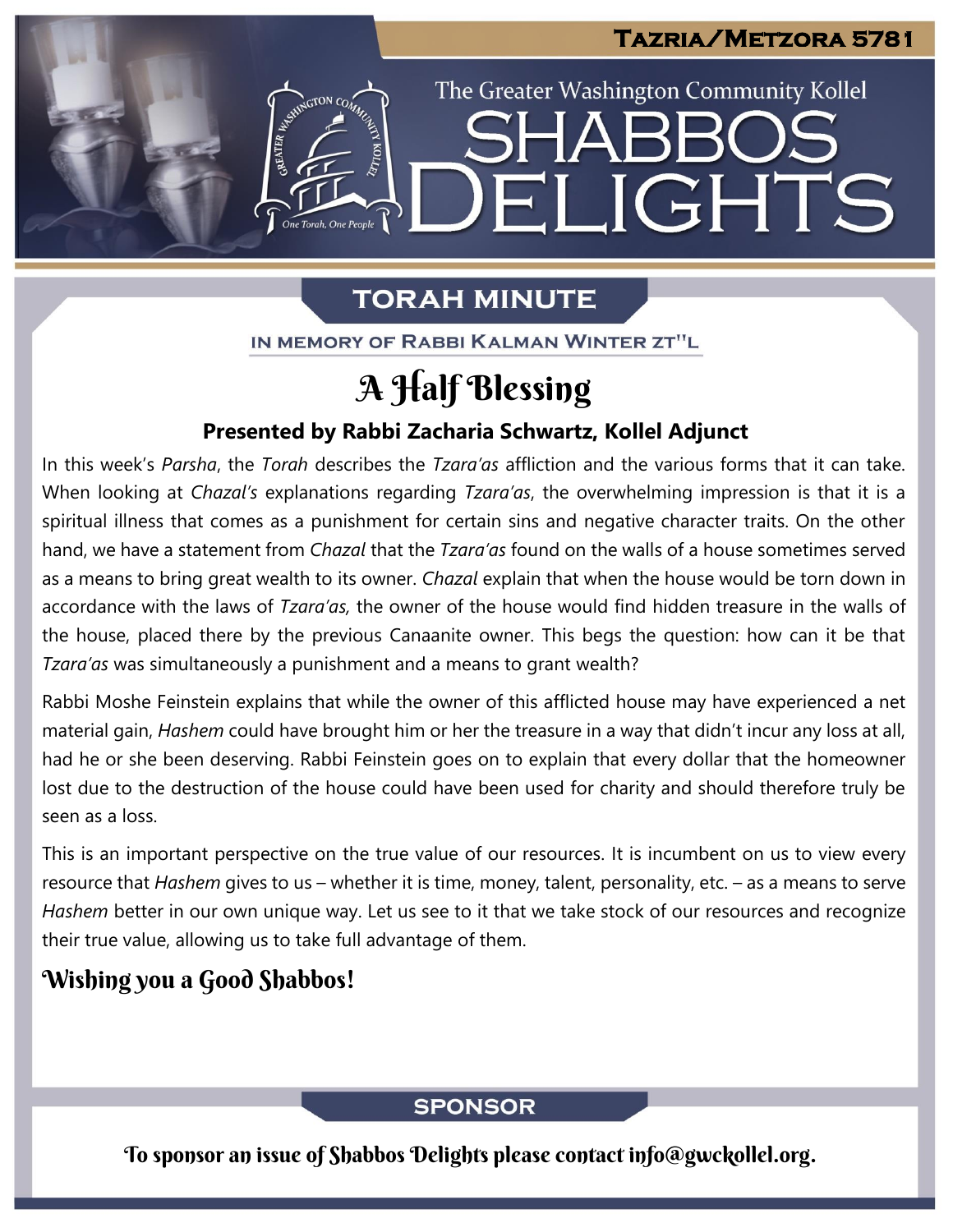**Tazria/Metzora 5781**

The Greater Washington Community Kollel

# Shabbos Delights

## TORAH MINUTE

IN MEMORY OF RABBI KALMAN WINTER ZT"L

# A Half Blessing

### Presented by Rabbi Zacharia Schwartz, Kollel Adjunct

In this week's *Parsha*, the *Torah* describes the *Tzara'as* affliction and the various forms that it can take. When looking at *Chazal's* explanations regarding *Tzara'as*, the overwhelming impression is that it is a spiritual illness that comes as a punishment for certain sins and negative character traits. On the other hand, we have a statement from *Chazal* that the *Tzara'as* found on the walls of a house sometimes served as a means to bring great wealth to its owner. *Chazal* explain that when the house would be torn down in accordance with the laws of *Tzara'as,* the owner of the house would find hidden treasure in the walls of the house, placed there by the previous Canaanite owner. This begs the question: how can it be that *Tzara'as* was simultaneously a punishment and a means to grant wealth?

Rabbi Moshe Feinstein explains that while the owner of this afflicted house may have experienced a net material gain, *Hashem* could have brought him or her the treasure in a way that didn't incur any loss at all, had he or she been deserving. Rabbi Feinstein goes on to explain that every dollar that the homeowner lost due to the destruction of the house could have been used for charity and should therefore truly be seen as a loss.

This is an important perspective on the true value of our resources. It is incumbent on us to view every resource that *Hashem* gives to us – whether it is time, money, talent, personality, etc. – as a means to serve *Hashem* better in our own unique way. Let us see to it that we take stock of our resources and recognize their true value, allowing us to take full advantage of them.

**Wishing you a Good Shabbos!**

## SPONSOR

To sponsor an issue of Shabbos Delights please contact info@gwckollel.org.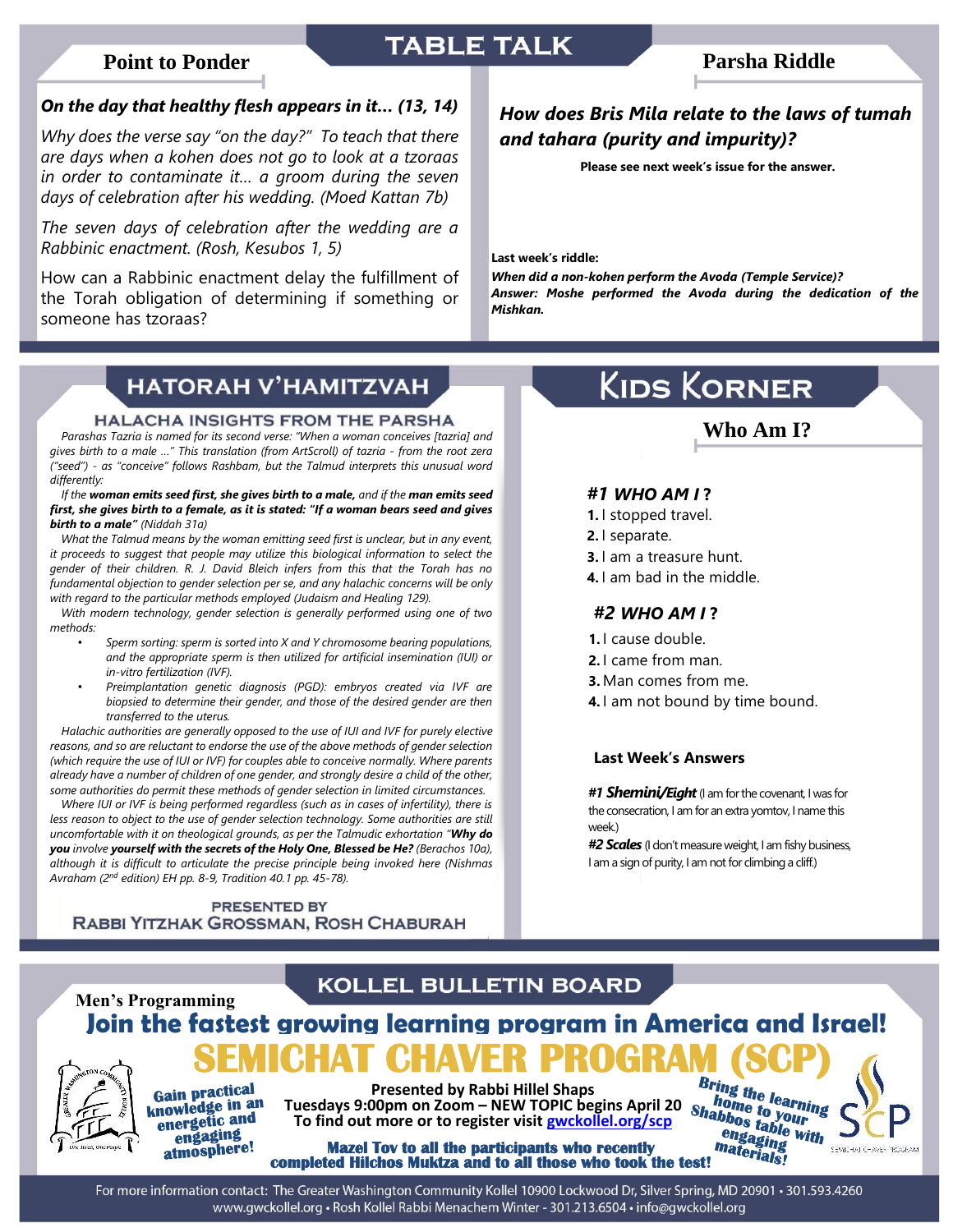# TABLE TALK

## Point to Ponder

***On the day that healthy flesh appears in it... (13, 14)***

*Why does the verse say "on the day?" To teach that there are days when a kohen does not go to look at a tzoraas in order to contaminate it… a groom during the seven days of celebration after his wedding. (Moed Kattan 7b)*

*The seven days of celebration after the wedding are a Rabbinic enactment. (Rosh, Kesubos 1, 5)*

How can a Rabbinic enactment delay the fulfillment of the Torah obligation of determining if something or someone has tzoraas?

## Parsha Riddle

***How does Bris Mila relate to the laws of tumah and tahara (purity and impurity)?***

**Please see next week's issue for the answer.**

**Last week's riddle:**

***When did a non-kohen perform the Avoda (Temple Service)?***

***Answer: Moshe performed the Avoda during the dedication of the Mishkan.***

# HATORAH V'HAMITZVAH

## HALACHA INSIGHTS FROM THE PARSHA

*Parashas Tazria is named for its second verse: "When a woman conceives [tazria] and gives birth to a male …" This translation (from ArtScroll) of tazria - from the root zera ("seed") - as "conceive" follows Rashbam, but the Talmud interprets this unusual word differently:*

*If the **woman emits seed first, she gives birth to a male,** and if the **man emits seed first, she gives birth to a female, as it is stated: "If a woman bears seed and gives birth to a male"** (Niddah 31a)*

*What the Talmud means by the woman emitting seed first is unclear, but in any event, it proceeds to suggest that people may utilize this biological information to select the gender of their children. R. J. David Bleich infers from this that the Torah has no fundamental objection to gender selection per se, and any halachic concerns will be only with regard to the particular methods employed (Judaism and Healing 129).*

*With modern technology, gender selection is generally performed using one of two methods:*

- *Sperm sorting: sperm is sorted into X and Y chromosome bearing populations, and the appropriate sperm is then utilized for artificial insemination (IUI) or in-vitro fertilization (IVF).*
- *Preimplantation genetic diagnosis (PGD): embryos created via IVF are biopsied to determine their gender, and those of the desired gender are then transferred to the uterus.*

*Halachic authorities are generally opposed to the use of IUI and IVF for purely elective reasons, and so are reluctant to endorse the use of the above methods of gender selection (which require the use of IUI or IVF) for couples able to conceive normally. Where parents already have a number of children of one gender, and strongly desire a child of the other, some authorities do permit these methods of gender selection in limited circumstances.*

*Where IUI or IVF is being performed regardless (such as in cases of infertility), there is less reason to object to the use of gender selection technology. Some authorities are still uncomfortable with it on theological grounds, as per the Talmudic exhortation "**Why do you** involve **yourself with the secrets of the Holy One, Blessed be He?** (Berachos 10a), although it is difficult to articulate the precise principle being invoked here (Nishmas Avraham (2nd edition) EH pp. 8-9, Tradition 40.1 pp. 45-78).*

PRESENTED BY
RABBI YITZHAK GROSSMAN, ROSH CHABURAH

# KIDS KORNER

## Who Am I?

### #1 WHO AM I ?

1. I stopped travel.
2. I separate.
3. I am a treasure hunt.
4. I am bad in the middle.

### #2 WHO AM I ?

1. I cause double.
2. I came from man.
3. Man comes from me.
4. I am not bound by time bound.

### Last Week's Answers

***#1 Shemini/Eight*** (I am for the covenant, I was for the consecration, I am for an extra yomtov, I name this week.)

***#2 Scales*** (I don't measure weight, I am fishy business, I am a sign of purity, I am not for climbing a cliff.)

# KOLLEL BULLETIN BOARD

**Men's Programming**

**Join the fastest growing learning program in America and Israel!**

# SEMICHAT CHAVER PROGRAM (SCP)

**Gain practical knowledge in an energetic and engaging atmosphere!**

**Presented by Rabbi Hillel Shaps**
**Tuesdays 9:00pm on Zoom – NEW TOPIC begins April 20**
**To find out more or to register visit gwckollel.org/scp**

**Bring the learning home to your Shabbos table with engaging materials!**

**Mazel Tov to all the participants who recently completed Hilchos Muktza and to all those who took the test!**

For more information contact: The Greater Washington Community Kollel 10900 Lockwood Dr, Silver Spring, MD 20901 • 301.593.4260
www.gwckollel.org • Rosh Kollel Rabbi Menachem Winter - 301.213.6504 • info@gwckollel.org